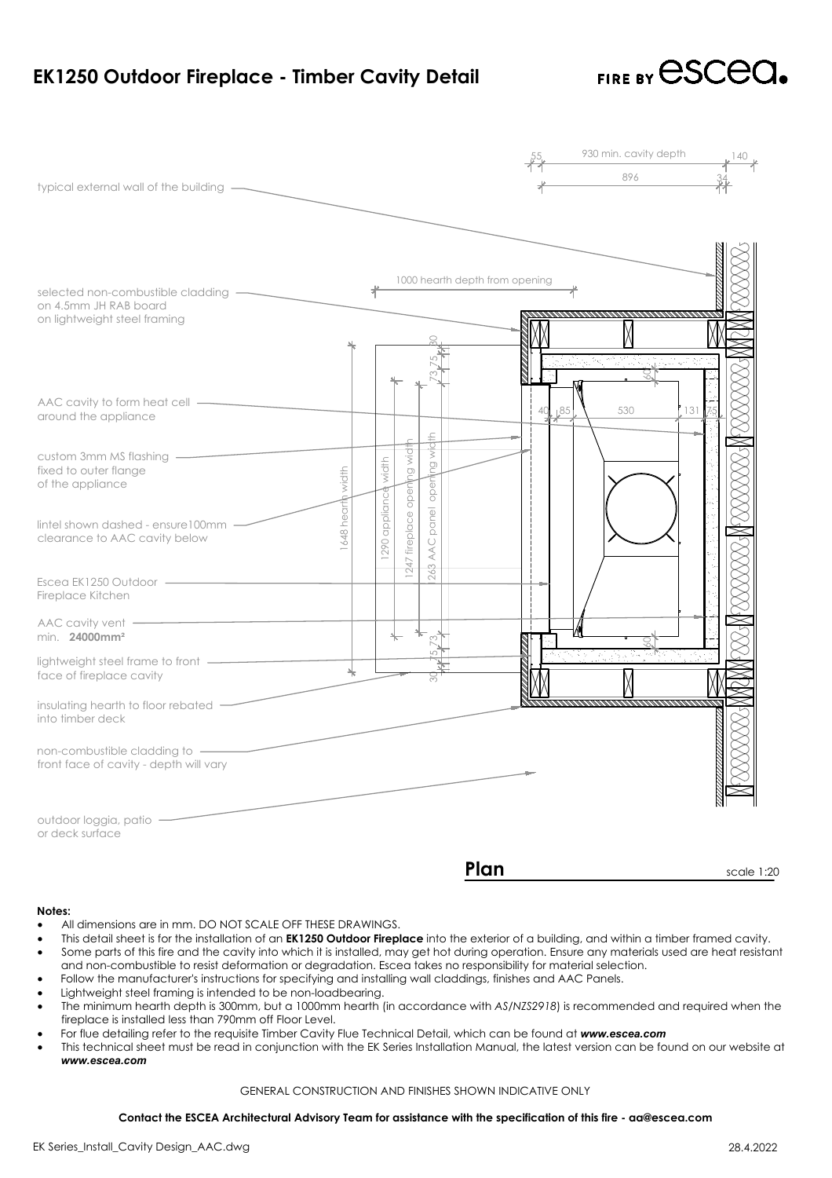# EK1250 Outdoor Fireplace - Timber Cavity Detail

FIRE BY escea.

typical external wall of the building

selected non-combustible cladding on 4.5mm JH RAB board on lightweight steel framing

AAC cavity to form heat cell around the appliance

custom 3mm MS flashing fixed to outer flange of the appliance

lintel shown dashed - ensure100mm clearance to AAC cavity below

Escea EK1250 Outdoor Fireplace Kitchen

AAC cavity vent min. **24000mm²**

lightweight steel frame to front face of fireplace cavity

insulating hearth to floor rebated into timber deck

non-combustible cladding to front face of cavity - depth will vary

outdoor loggia, patio or deck surface

55 | 930 min. cavity depth | 140

896 | 34

1000 hearth depth from opening

1648 hearth width

1290 appliance width

1247 fireplace opening width

1263 AAC panel opening width

30 | 75 | 73

40 | 85 | 530 | 131 | 75

60

**Plan** scale 1:20

**Notes:**

- All dimensions are in mm. DO NOT SCALE OFF THESE DRAWINGS.
- This detail sheet is for the installation of an **EK1250 Outdoor Fireplace** into the exterior of a building, and within a timber framed cavity.
- Some parts of this fire and the cavity into which it is installed, may get hot during operation. Ensure any materials used are heat resistant and non-combustible to resist deformation or degradation. Escea takes no responsibility for material selection.
- Follow the manufacturer's instructions for specifying and installing wall claddings, finishes and AAC Panels.
- Lightweight steel framing is intended to be non-loadbearing.
- The minimum hearth depth is 300mm, but a 1000mm hearth (in accordance with *AS/NZS2918*) is recommended and required when the fireplace is installed less than 790mm off Floor Level.
- For flue detailing refer to the requisite Timber Cavity Flue Technical Detail, which can be found at ***www.escea.com***
- This technical sheet must be read in conjunction with the EK Series Installation Manual, the latest version can be found on our website at ***www.escea.com***

GENERAL CONSTRUCTION AND FINISHES SHOWN INDICATIVE ONLY

**Contact the ESCEA Architectural Advisory Team for assistance with the specification of this fire - aa@escea.com**

EK Series_Install_Cavity Design_AAC.dwg

28.4.2022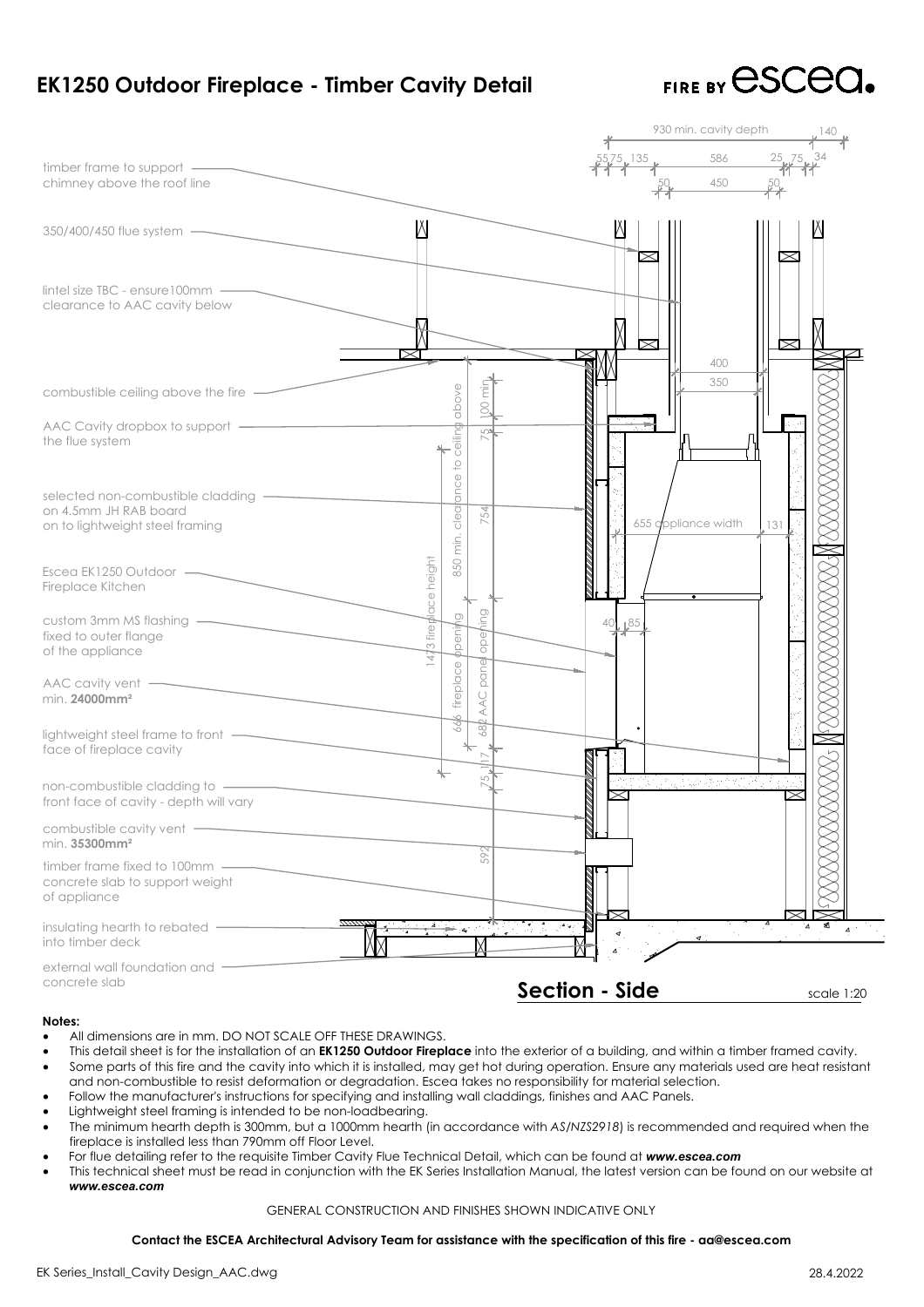# EK1250 Outdoor Fireplace - Timber Cavity Detail

FIRE BY escea

- timber frame to support chimney above the roof line
- 350/400/450 flue system
- lintel size TBC - ensure100mm clearance to AAC cavity below
- combustible ceiling above the fire
- AAC Cavity dropbox to support the flue system
- selected non-combustible cladding on 4.5mm JH RAB board on to lightweight steel framing
- Escea EK1250 Outdoor Fireplace Kitchen
- custom 3mm MS flashing fixed to outer flange of the appliance
- AAC cavity vent min. **24000mm²**
- lightweight steel frame to front face of fireplace cavity
- non-combustible cladding to front face of cavity - depth will vary
- combustible cavity vent min. **35300mm²**
- timber frame fixed to 100mm concrete slab to support weight of appliance
- insulating hearth to rebated into timber deck
- external wall foundation and concrete slab

930 min. cavity depth | 140 | 55 | 75 | 135 | 586 | 25 | 75 | 34 | 50 | 450 | 50 | 400 | 350 | 100 min. | 75 | 754 | 850 min. clearance to ceiling above | 1473 fireplace height | 655 appliance width | 131 | 40 | 85 | 666 fireplace opening | 682 AAC panel opening | 75 | 117 | 592

## Section - Side

scale 1:20

**Notes:**

- All dimensions are in mm. DO NOT SCALE OFF THESE DRAWINGS.
- This detail sheet is for the installation of an **EK1250 Outdoor Fireplace** into the exterior of a building, and within a timber framed cavity.
- Some parts of this fire and the cavity into which it is installed, may get hot during operation. Ensure any materials used are heat resistant and non-combustible to resist deformation or degradation. Escea takes no responsibility for material selection.
- Follow the manufacturer's instructions for specifying and installing wall claddings, finishes and AAC Panels.
- Lightweight steel framing is intended to be non-loadbearing.
- The minimum hearth depth is 300mm, but a 1000mm hearth (in accordance with *AS/NZS2918*) is recommended and required when the fireplace is installed less than 790mm off Floor Level.
- For flue detailing refer to the requisite Timber Cavity Flue Technical Detail, which can be found at ***www.escea.com***
- This technical sheet must be read in conjunction with the EK Series Installation Manual, the latest version can be found on our website at ***www.escea.com***

GENERAL CONSTRUCTION AND FINISHES SHOWN INDICATIVE ONLY

**Contact the ESCEA Architectural Advisory Team for assistance with the specification of this fire - aa@escea.com**

EK Series_Install_Cavity Design_AAC.dwg

28.4.2022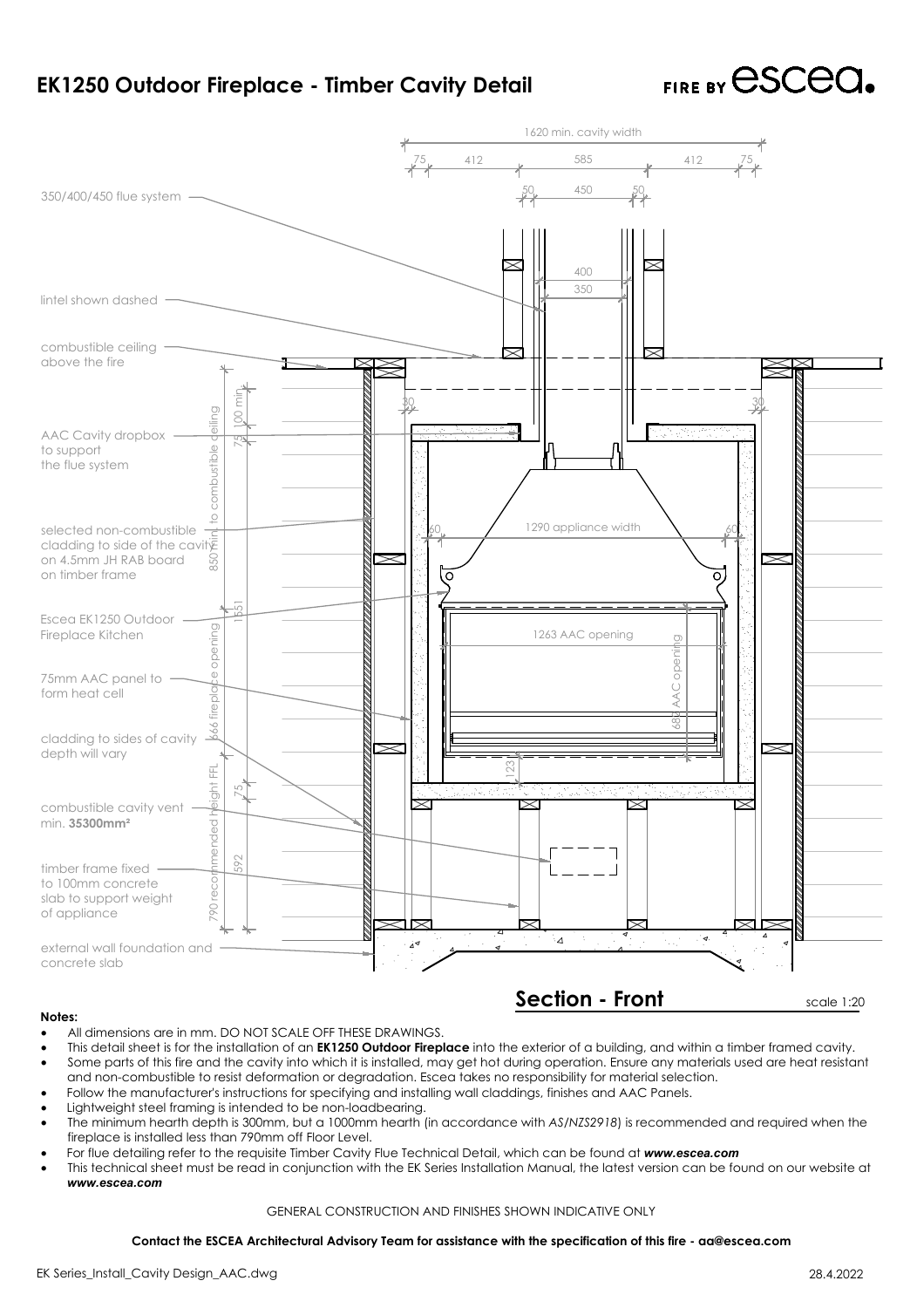# EK1250 Outdoor Fireplace - Timber Cavity Detail

FIRE BY escea.

1620 min. cavity width

75 412 585 412 75

50 450 50

350/400/450 flue system

400

350

lintel shown dashed

combustible ceiling above the fire

AAC Cavity dropbox to support the flue system

selected non-combustible cladding to side of the cavity on 4.5mm JH RAB board on timber frame

Escea EK1250 Outdoor Fireplace Kitchen

75mm AAC panel to form heat cell

cladding to sides of cavity depth will vary

combustible cavity vent min. **35300mm²**

timber frame fixed to 100mm concrete slab to support weight of appliance

external wall foundation and concrete slab

30 30

100 min.

75

850 min. to combustible ceiling

60 1290 appliance width 60

1551

1263 AAC opening

683 AAC opening

666 fireplace opening

123

75

790 recommended height FFL

592

## Section - Front

scale 1:20

**Notes:**

- All dimensions are in mm. DO NOT SCALE OFF THESE DRAWINGS.
- This detail sheet is for the installation of an **EK1250 Outdoor Fireplace** into the exterior of a building, and within a timber framed cavity.
- Some parts of this fire and the cavity into which it is installed, may get hot during operation. Ensure any materials used are heat resistant and non-combustible to resist deformation or degradation. Escea takes no responsibility for material selection.
- Follow the manufacturer's instructions for specifying and installing wall claddings, finishes and AAC Panels.
- Lightweight steel framing is intended to be non-loadbearing.
- The minimum hearth depth is 300mm, but a 1000mm hearth (in accordance with *AS/NZS2918*) is recommended and required when the fireplace is installed less than 790mm off Floor Level.
- For flue detailing refer to the requisite Timber Cavity Flue Technical Detail, which can be found at ***www.escea.com***
- This technical sheet must be read in conjunction with the EK Series Installation Manual, the latest version can be found on our website at ***www.escea.com***

GENERAL CONSTRUCTION AND FINISHES SHOWN INDICATIVE ONLY

**Contact the ESCEA Architectural Advisory Team for assistance with the specification of this fire - aa@escea.com**

EK Series_Install_Cavity Design_AAC.dwg

28.4.2022